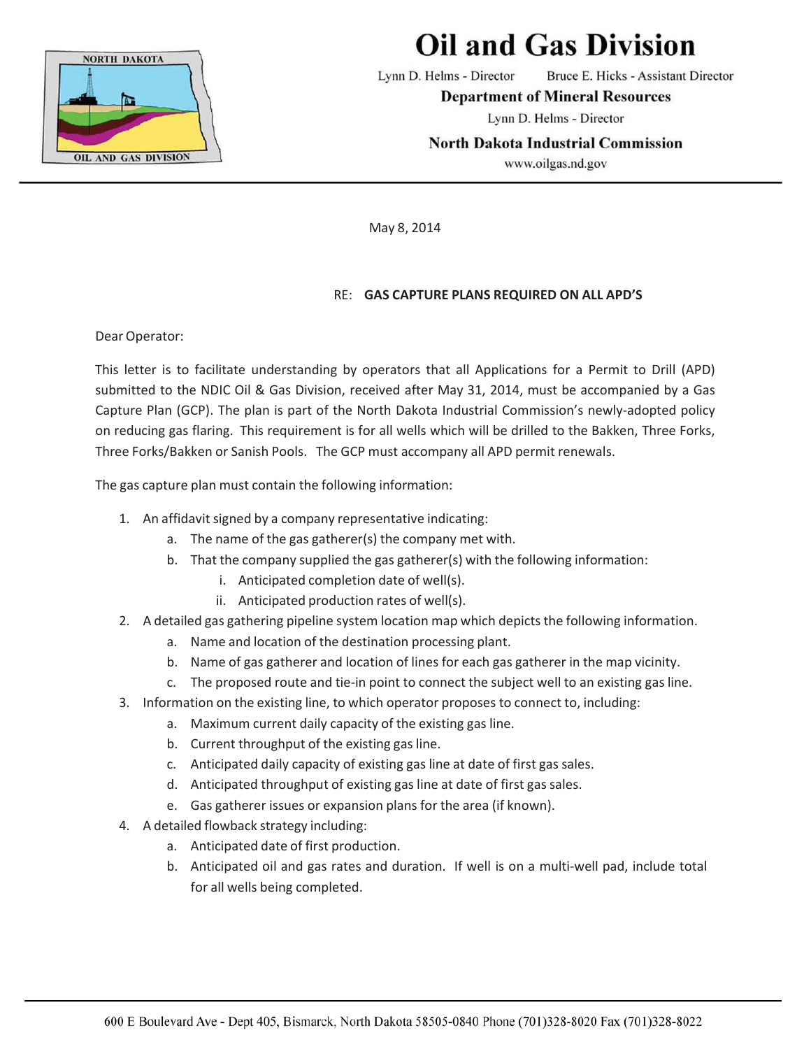# Oil and Gas Division

Lynn D. Helms - Director    Bruce E. Hicks - Assistant Director

**Department of Mineral Resources**

Lynn D. Helms - Director

**North Dakota Industrial Commission**

www.oilgas.nd.gov

May 8, 2014

RE: **GAS CAPTURE PLANS REQUIRED ON ALL APD'S**

Dear Operator:

This letter is to facilitate understanding by operators that all Applications for a Permit to Drill (APD) submitted to the NDIC Oil & Gas Division, received after May 31, 2014, must be accompanied by a Gas Capture Plan (GCP). The plan is part of the North Dakota Industrial Commission's newly-adopted policy on reducing gas flaring. This requirement is for all wells which will be drilled to the Bakken, Three Forks, Three Forks/Bakken or Sanish Pools. The GCP must accompany all APD permit renewals.

The gas capture plan must contain the following information:

1. An affidavit signed by a company representative indicating:
   a. The name of the gas gatherer(s) the company met with.
   b. That the company supplied the gas gatherer(s) with the following information:
      i. Anticipated completion date of well(s).
      ii. Anticipated production rates of well(s).
2. A detailed gas gathering pipeline system location map which depicts the following information.
   a. Name and location of the destination processing plant.
   b. Name of gas gatherer and location of lines for each gas gatherer in the map vicinity.
   c. The proposed route and tie-in point to connect the subject well to an existing gas line.
3. Information on the existing line, to which operator proposes to connect to, including:
   a. Maximum current daily capacity of the existing gas line.
   b. Current throughput of the existing gas line.
   c. Anticipated daily capacity of existing gas line at date of first gas sales.
   d. Anticipated throughput of existing gas line at date of first gas sales.
   e. Gas gatherer issues or expansion plans for the area (if known).
4. A detailed flowback strategy including:
   a. Anticipated date of first production.
   b. Anticipated oil and gas rates and duration. If well is on a multi-well pad, include total for all wells being completed.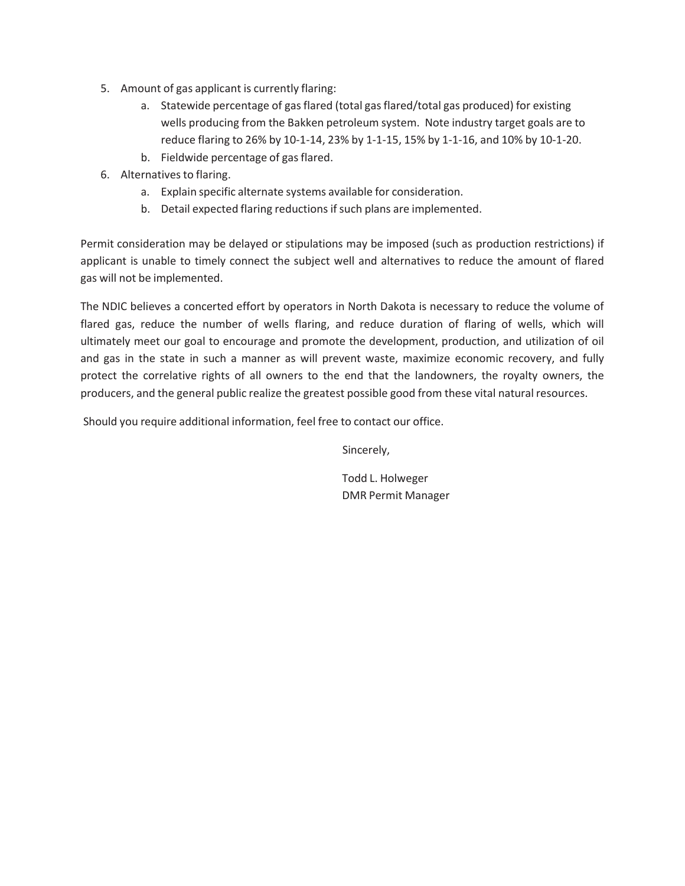5. Amount of gas applicant is currently flaring:
    a. Statewide percentage of gas flared (total gas flared/total gas produced) for existing wells producing from the Bakken petroleum system. Note industry target goals are to reduce flaring to 26% by 10-1-14, 23% by 1-1-15, 15% by 1-1-16, and 10% by 10-1-20.
    b. Fieldwide percentage of gas flared.
6. Alternatives to flaring.
    a. Explain specific alternate systems available for consideration.
    b. Detail expected flaring reductions if such plans are implemented.

Permit consideration may be delayed or stipulations may be imposed (such as production restrictions) if applicant is unable to timely connect the subject well and alternatives to reduce the amount of flared gas will not be implemented.

The NDIC believes a concerted effort by operators in North Dakota is necessary to reduce the volume of flared gas, reduce the number of wells flaring, and reduce duration of flaring of wells, which will ultimately meet our goal to encourage and promote the development, production, and utilization of oil and gas in the state in such a manner as will prevent waste, maximize economic recovery, and fully protect the correlative rights of all owners to the end that the landowners, the royalty owners, the producers, and the general public realize the greatest possible good from these vital natural resources.

Should you require additional information, feel free to contact our office.

Sincerely,

Todd L. Holweger
DMR Permit Manager